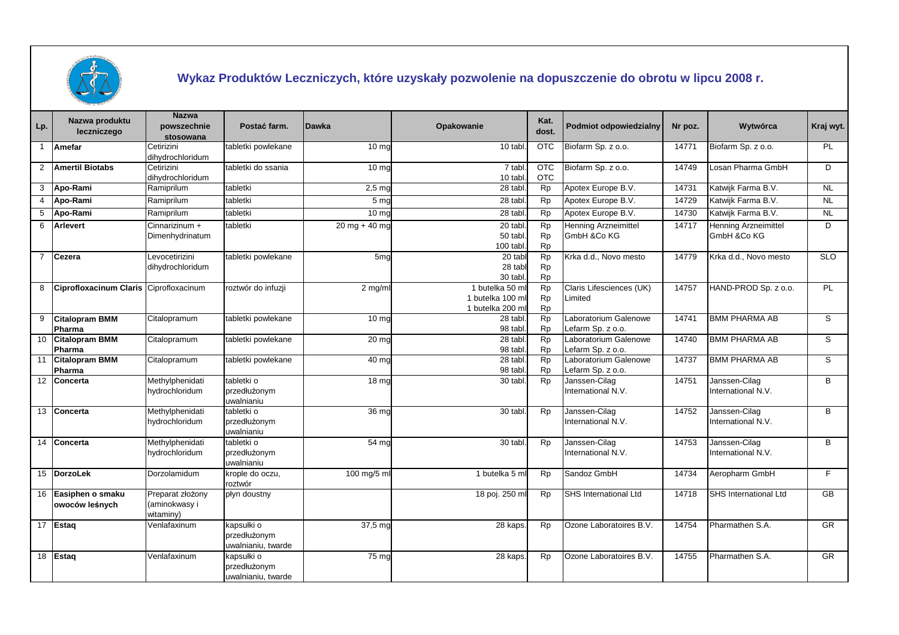# Wykaz Produktów Leczniczych, które uzyskały pozwolenie na dopuszczenie do obrotu w lipcu 2008 r.

| Lp. | Nazwa produktu leczniczego | Nazwa powszechnie stosowana | Postać farm. | Dawka | Opakowanie | Kat. dost. | Podmiot odpowiedzialny | Nr poz. | Wytwórca | Kraj wyt. |
|---|---|---|---|---|---|---|---|---|---|---|
| 1 | **Amefar** | Cetirizini dihydrochloridum | tabletki powlekane | 10 mg | 10 tabl. | OTC | Biofarm Sp. z o.o. | 14771 | Biofarm Sp. z o.o. | PL |
| 2 | **Amertil Biotabs** | Cetirizini dihydrochloridum | tabletki do ssania | 10 mg | 7 tabl.<br>10 tabl. | OTC<br>OTC | Biofarm Sp. z o.o. | 14749 | Losan Pharma GmbH | D |
| 3 | **Apo-Rami** | Ramiprilum | tabletki | 2,5 mg | 28 tabl. | Rp | Apotex Europe B.V. | 14731 | Katwijk Farma B.V. | NL |
| 4 | **Apo-Rami** | Ramiprilum | tabletki | 5 mg | 28 tabl. | Rp | Apotex Europe B.V. | 14729 | Katwijk Farma B.V. | NL |
| 5 | **Apo-Rami** | Ramiprilum | tabletki | 10 mg | 28 tabl. | Rp | Apotex Europe B.V. | 14730 | Katwijk Farma B.V. | NL |
| 6 | **Arlevert** | Cinnarizinum + Dimenhydrinatum | tabletki | 20 mg + 40 mg | 20 tabl.<br>50 tabl.<br>100 tabl. | Rp<br>Rp<br>Rp | Henning Arzneimittel GmbH &Co KG | 14717 | Henning Arzneimittel GmbH &Co KG | D |
| 7 | **Cezera** | Levocetirizini dihydrochloridum | tabletki powlekane | 5mg | 20 tabl<br>28 tabl<br>30 tabl. | Rp<br>Rp<br>Rp | Krka d.d., Novo mesto | 14779 | Krka d.d., Novo mesto | SLO |
| 8 | **Ciprofloxacinum Claris** | Ciprofloxacinum | roztwór do infuzji | 2 mg/ml | 1 butelka 50 ml<br>1 butelka 100 ml<br>1 butelka 200 ml | Rp<br>Rp<br>Rp | Claris Lifesciences (UK) Limited | 14757 | HAND-PROD Sp. z o.o. | PL |
| 9 | **Citalopram BMM Pharma** | Citalopramum | tabletki powlekane | 10 mg | 28 tabl.<br>98 tabl. | Rp<br>Rp | Laboratorium Galenowe Lefarm Sp. z o.o. | 14741 | BMM PHARMA AB | S |
| 10 | **Citalopram BMM Pharma** | Citalopramum | tabletki powlekane | 20 mg | 28 tabl.<br>98 tabl. | Rp<br>Rp | Laboratorium Galenowe Lefarm Sp. z o.o. | 14740 | BMM PHARMA AB | S |
| 11 | **Citalopram BMM Pharma** | Citalopramum | tabletki powlekane | 40 mg | 28 tabl.<br>98 tabl. | Rp<br>Rp | Laboratorium Galenowe Lefarm Sp. z o.o. | 14737 | BMM PHARMA AB | S |
| 12 | **Concerta** | Methylphenidati hydrochloridum | tabletki o przedłużonym uwalnianiu | 18 mg | 30 tabl. | Rp | Janssen-Cilag International N.V. | 14751 | Janssen-Cilag International N.V. | B |
| 13 | **Concerta** | Methylphenidati hydrochloridum | tabletki o przedłużonym uwalnianiu | 36 mg | 30 tabl. | Rp | Janssen-Cilag International N.V. | 14752 | Janssen-Cilag International N.V. | B |
| 14 | **Concerta** | Methylphenidati hydrochloridum | tabletki o przedłużonym uwalnianiu | 54 mg | 30 tabl. | Rp | Janssen-Cilag International N.V. | 14753 | Janssen-Cilag International N.V. | B |
| 15 | **DorzoLek** | Dorzolamidum | krople do oczu, roztwór | 100 mg/5 ml | 1 butelka 5 ml | Rp | Sandoz GmbH | 14734 | Aeropharm GmbH | F |
| 16 | **Easiphen o smaku owoców leśnych** | Preparat złożony (aminokwasy i witaminy) | płyn doustny | | 18 poj. 250 ml | Rp | SHS International Ltd | 14718 | SHS International Ltd | GB |
| 17 | **Estaq** | Venlafaxinum | kapsułki o przedłużonym uwalnianiu, twarde | 37,5 mg | 28 kaps. | Rp | Ozone Laboratoires B.V. | 14754 | Pharmathen S.A. | GR |
| 18 | **Estaq** | Venlafaxinum | kapsułki o przedłużonym uwalnianiu, twarde | 75 mg | 28 kaps. | Rp | Ozone Laboratoires B.V. | 14755 | Pharmathen S.A. | GR |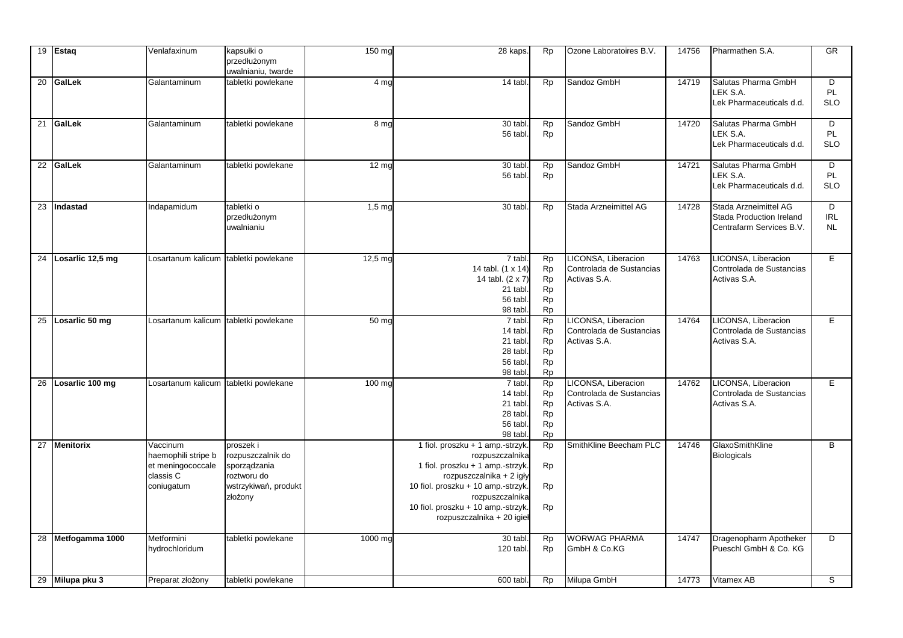| 19 | Estaq | Venlafaxinum | kapsułki o przedłużonym uwalnianiu, twarde | 150 mg | 28 kaps. | Rp | Ozone Laboratoires B.V. | 14756 | Pharmathen S.A. | GR |
|---|---|---|---|---|---|---|---|---|---|---|
| 20 | GalLek | Galantaminum | tabletki powlekane | 4 mg | 14 tabl. | Rp | Sandoz GmbH | 14719 | Salutas Pharma GmbH<br>LEK S.A.<br>Lek Pharmaceuticals d.d. | D<br>PL<br>SLO |
| 21 | GalLek | Galantaminum | tabletki powlekane | 8 mg | 30 tabl.<br>56 tabl. | Rp<br>Rp | Sandoz GmbH | 14720 | Salutas Pharma GmbH<br>LEK S.A.<br>Lek Pharmaceuticals d.d. | D<br>PL<br>SLO |
| 22 | GalLek | Galantaminum | tabletki powlekane | 12 mg | 30 tabl.<br>56 tabl. | Rp<br>Rp | Sandoz GmbH | 14721 | Salutas Pharma GmbH<br>LEK S.A.<br>Lek Pharmaceuticals d.d. | D<br>PL<br>SLO |
| 23 | Indastad | Indapamidum | tabletki o przedłużonym uwalnianiu | 1,5 mg | 30 tabl. | Rp | Stada Arzneimittel AG | 14728 | Stada Arzneimittel AG<br>Stada Production Ireland<br>Centrafarm Services B.V. | D<br>IRL<br>NL |
| 24 | Losarlic 12,5 mg | Losartanum kalicum | tabletki powlekane | 12,5 mg | 7 tabl.<br>14 tabl. (1 x 14)<br>14 tabl. (2 x 7)<br>21 tabl.<br>56 tabl.<br>98 tabl. | Rp<br>Rp<br>Rp<br>Rp<br>Rp<br>Rp | LICONSA, Liberacion Controlada de Sustancias Activas S.A. | 14763 | LICONSA, Liberacion Controlada de Sustancias Activas S.A. | E |
| 25 | Losarlic 50 mg | Losartanum kalicum | tabletki powlekane | 50 mg | 7 tabl.<br>14 tabl.<br>21 tabl.<br>28 tabl.<br>56 tabl.<br>98 tabl. | Rp<br>Rp<br>Rp<br>Rp<br>Rp<br>Rp | LICONSA, Liberacion Controlada de Sustancias Activas S.A. | 14764 | LICONSA, Liberacion Controlada de Sustancias Activas S.A. | E |
| 26 | Losarlic 100 mg | Losartanum kalicum | tabletki powlekane | 100 mg | 7 tabl.<br>14 tabl.<br>21 tabl.<br>28 tabl.<br>56 tabl.<br>98 tabl. | Rp<br>Rp<br>Rp<br>Rp<br>Rp<br>Rp | LICONSA, Liberacion Controlada de Sustancias Activas S.A. | 14762 | LICONSA, Liberacion Controlada de Sustancias Activas S.A. | E |
| 27 | Menitorix | Vaccinum haemophili stripe b et meningococcale classis C coniugatum | proszek i rozpuszczalnik do sporządzania roztworu do wstrzykiwań, produkt złożony | | 1 fiol. proszku + 1 amp.-strzyk. rozpuszczalnika<br>1 fiol. proszku + 1 amp.-strzyk. rozpuszczalnika + 2 igły<br>10 fiol. proszku + 10 amp.-strzyk. rozpuszczalnika<br>10 fiol. proszku + 10 amp.-strzyk. rozpuszczalnika + 20 igieł | Rp<br>Rp<br>Rp<br>Rp | SmithKline Beecham PLC | 14746 | GlaxoSmithKline Biologicals | B |
| 28 | Metfogamma 1000 | Metformini hydrochloridum | tabletki powlekane | 1000 mg | 30 tabl.<br>120 tabl. | Rp<br>Rp | WORWAG PHARMA GmbH & Co.KG | 14747 | Dragenopharm Apotheker Pueschl GmbH & Co. KG | D |
| 29 | Milupa pku 3 | Preparat złożony | tabletki powlekane | | 600 tabl. | Rp | Milupa GmbH | 14773 | Vitamex AB | S |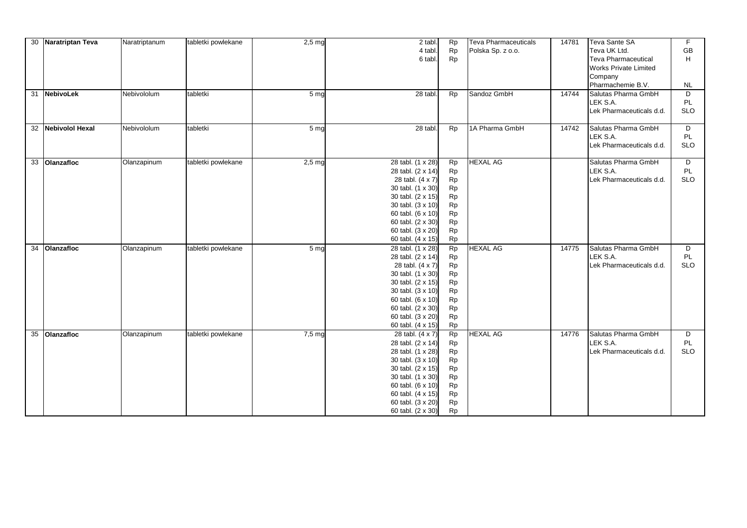| | | | | | | | | | | |
|---|---|---|---|---|---|---|---|---|---|---|
| 30 | **Naratriptan Teva** | Naratriptanum | tabletki powlekane | 2,5 mg | 2 tabl.<br>4 tabl.<br>6 tabl. | Rp<br>Rp<br>Rp | Teva Pharmaceuticals Polska Sp. z o.o. | 14781 | Teva Sante SA<br>Teva UK Ltd.<br>Teva Pharmaceutical Works Private Limited Company<br>Pharmachemie B.V. | F<br>GB<br>H<br><br>NL |
| 31 | **NebivoLek** | Nebivololum | tabletki | 5 mg | 28 tabl. | Rp | Sandoz GmbH | 14744 | Salutas Pharma GmbH<br>LEK S.A.<br>Lek Pharmaceuticals d.d. | D<br>PL<br>SLO |
| 32 | **Nebivolol Hexal** | Nebivololum | tabletki | 5 mg | 28 tabl. | Rp | 1A Pharma GmbH | 14742 | Salutas Pharma GmbH<br>LEK S.A.<br>Lek Pharmaceuticals d.d. | D<br>PL<br>SLO |
| 33 | **Olanzafloc** | Olanzapinum | tabletki powlekane | 2,5 mg | 28 tabl. (1 x 28)<br>28 tabl. (2 x 14)<br>28 tabl. (4 x 7)<br>30 tabl. (1 x 30)<br>30 tabl. (2 x 15)<br>30 tabl. (3 x 10)<br>60 tabl. (6 x 10)<br>60 tabl. (2 x 30)<br>60 tabl. (3 x 20)<br>60 tabl. (4 x 15) | Rp<br>Rp<br>Rp<br>Rp<br>Rp<br>Rp<br>Rp<br>Rp<br>Rp<br>Rp | HEXAL AG | | Salutas Pharma GmbH<br>LEK S.A.<br>Lek Pharmaceuticals d.d. | D<br>PL<br>SLO |
| 34 | **Olanzafloc** | Olanzapinum | tabletki powlekane | 5 mg | 28 tabl. (1 x 28)<br>28 tabl. (2 x 14)<br>28 tabl. (4 x 7)<br>30 tabl. (1 x 30)<br>30 tabl. (2 x 15)<br>30 tabl. (3 x 10)<br>60 tabl. (6 x 10)<br>60 tabl. (2 x 30)<br>60 tabl. (3 x 20)<br>60 tabl. (4 x 15) | Rp<br>Rp<br>Rp<br>Rp<br>Rp<br>Rp<br>Rp<br>Rp<br>Rp<br>Rp | HEXAL AG | 14775 | Salutas Pharma GmbH<br>LEK S.A.<br>Lek Pharmaceuticals d.d. | D<br>PL<br>SLO |
| 35 | **Olanzafloc** | Olanzapinum | tabletki powlekane | 7,5 mg | 28 tabl. (4 x 7)<br>28 tabl. (2 x 14)<br>28 tabl. (1 x 28)<br>30 tabl. (3 x 10)<br>30 tabl. (2 x 15)<br>30 tabl. (1 x 30)<br>60 tabl. (6 x 10)<br>60 tabl. (4 x 15)<br>60 tabl. (3 x 20)<br>60 tabl. (2 x 30) | Rp<br>Rp<br>Rp<br>Rp<br>Rp<br>Rp<br>Rp<br>Rp<br>Rp<br>Rp | HEXAL AG | 14776 | Salutas Pharma GmbH<br>LEK S.A.<br>Lek Pharmaceuticals d.d. | D<br>PL<br>SLO |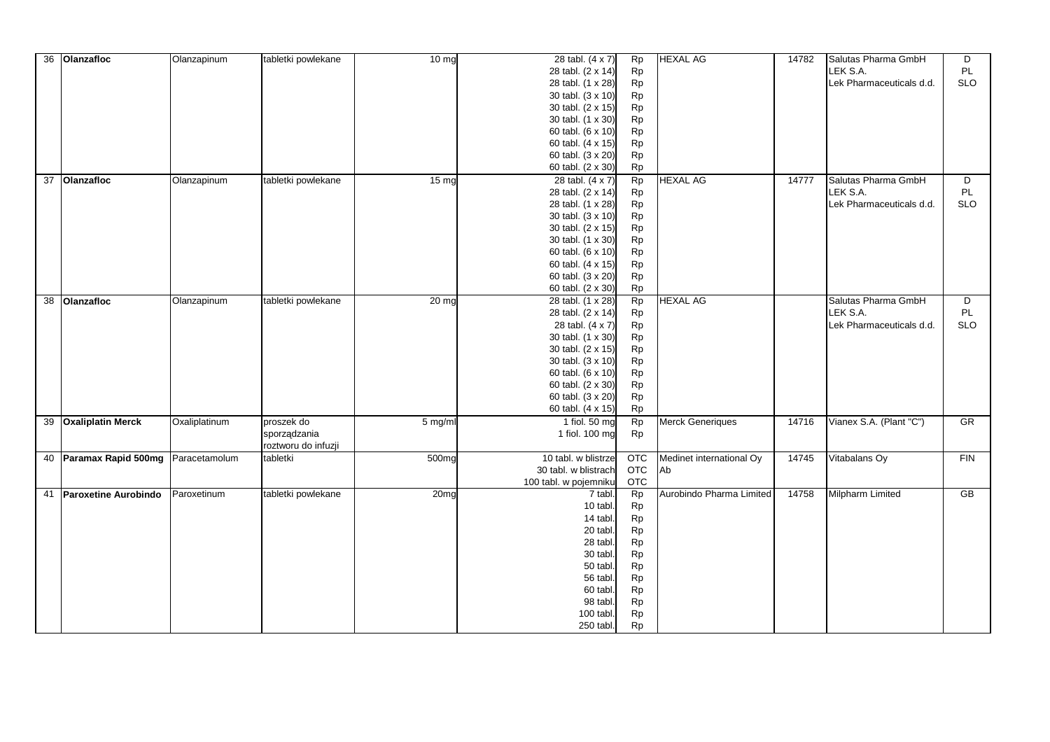| | | | | | | | | | | |
|---|---|---|---|---|---|---|---|---|---|---|
| 36 | **Olanzafloc** | Olanzapinum | tabletki powlekane | 10 mg | 28 tabl. (4 x 7) | Rp | HEXAL AG | 14782 | Salutas Pharma GmbH | D |
| | | | | | 28 tabl. (2 x 14) | Rp | | | LEK S.A. | PL |
| | | | | | 28 tabl. (1 x 28) | Rp | | | Lek Pharmaceuticals d.d. | SLO |
| | | | | | 30 tabl. (3 x 10) | Rp | | | | |
| | | | | | 30 tabl. (2 x 15) | Rp | | | | |
| | | | | | 30 tabl. (1 x 30) | Rp | | | | |
| | | | | | 60 tabl. (6 x 10) | Rp | | | | |
| | | | | | 60 tabl. (4 x 15) | Rp | | | | |
| | | | | | 60 tabl. (3 x 20) | Rp | | | | |
| | | | | | 60 tabl. (2 x 30) | Rp | | | | |
| 37 | **Olanzafloc** | Olanzapinum | tabletki powlekane | 15 mg | 28 tabl. (4 x 7) | Rp | HEXAL AG | 14777 | Salutas Pharma GmbH | D |
| | | | | | 28 tabl. (2 x 14) | Rp | | | LEK S.A. | PL |
| | | | | | 28 tabl. (1 x 28) | Rp | | | Lek Pharmaceuticals d.d. | SLO |
| | | | | | 30 tabl. (3 x 10) | Rp | | | | |
| | | | | | 30 tabl. (2 x 15) | Rp | | | | |
| | | | | | 30 tabl. (1 x 30) | Rp | | | | |
| | | | | | 60 tabl. (6 x 10) | Rp | | | | |
| | | | | | 60 tabl. (4 x 15) | Rp | | | | |
| | | | | | 60 tabl. (3 x 20) | Rp | | | | |
| | | | | | 60 tabl. (2 x 30) | Rp | | | | |
| 38 | **Olanzafloc** | Olanzapinum | tabletki powlekane | 20 mg | 28 tabl. (1 x 28) | Rp | HEXAL AG | | Salutas Pharma GmbH | D |
| | | | | | 28 tabl. (2 x 14) | Rp | | | LEK S.A. | PL |
| | | | | | 28 tabl. (4 x 7) | Rp | | | Lek Pharmaceuticals d.d. | SLO |
| | | | | | 30 tabl. (1 x 30) | Rp | | | | |
| | | | | | 30 tabl. (2 x 15) | Rp | | | | |
| | | | | | 30 tabl. (3 x 10) | Rp | | | | |
| | | | | | 60 tabl. (6 x 10) | Rp | | | | |
| | | | | | 60 tabl. (2 x 30) | Rp | | | | |
| | | | | | 60 tabl. (3 x 20) | Rp | | | | |
| | | | | | 60 tabl. (4 x 15) | Rp | | | | |
| 39 | **Oxaliplatin Merck** | Oxaliplatinum | proszek do sporządzania roztworu do infuzji | 5 mg/ml | 1 fiol. 50 mg | Rp | Merck Generiques | 14716 | Vianex S.A. (Plant "C") | GR |
| | | | | | 1 fiol. 100 mg | Rp | | | | |
| 40 | **Paramax Rapid 500mg** | Paracetamolum | tabletki | 500mg | 10 tabl. w blistrze | OTC | Medinet international Oy Ab | 14745 | Vitabalans Oy | FIN |
| | | | | | 30 tabl. w blistrach | OTC | | | | |
| | | | | | 100 tabl. w pojemniku | OTC | | | | |
| 41 | **Paroxetine Aurobindo** | Paroxetinum | tabletki powlekane | 20mg | 7 tabl. | Rp | Aurobindo Pharma Limited | 14758 | Milpharm Limited | GB |
| | | | | | 10 tabl. | Rp | | | | |
| | | | | | 14 tabl. | Rp | | | | |
| | | | | | 20 tabl. | Rp | | | | |
| | | | | | 28 tabl. | Rp | | | | |
| | | | | | 30 tabl. | Rp | | | | |
| | | | | | 50 tabl. | Rp | | | | |
| | | | | | 56 tabl. | Rp | | | | |
| | | | | | 60 tabl. | Rp | | | | |
| | | | | | 98 tabl. | Rp | | | | |
| | | | | | 100 tabl. | Rp | | | | |
| | | | | | 250 tabl. | Rp | | | | |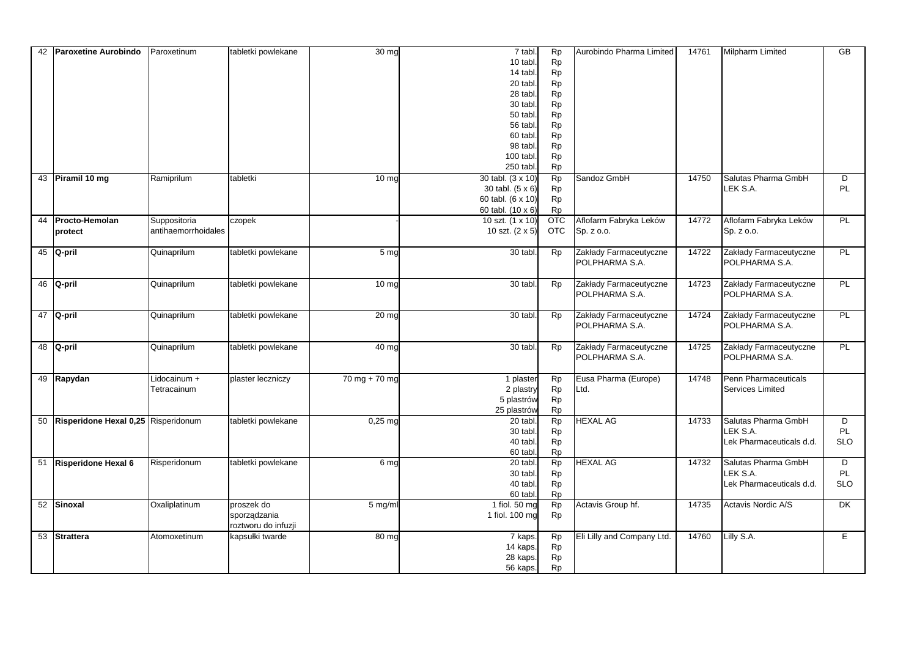| 42 | **Paroxetine Aurobindo** | Paroxetinum | tabletki powlekane | 30 mg | 7 tabl.<br>10 tabl.<br>14 tabl.<br>20 tabl.<br>28 tabl.<br>30 tabl.<br>50 tabl.<br>56 tabl.<br>60 tabl.<br>98 tabl.<br>100 tabl.<br>250 tabl. | Rp<br>Rp<br>Rp<br>Rp<br>Rp<br>Rp<br>Rp<br>Rp<br>Rp<br>Rp<br>Rp<br>Rp | Aurobindo Pharma Limited | 14761 | Milpharm Limited | GB |
|---|---|---|---|---|---|---|---|---|---|---|
| 43 | **Piramil 10 mg** | Ramiprilum | tabletki | 10 mg | 30 tabl. (3 x 10)<br>30 tabl. (5 x 6)<br>60 tabl. (6 x 10)<br>60 tabl. (10 x 6) | Rp<br>Rp<br>Rp<br>Rp | Sandoz GmbH | 14750 | Salutas Pharma GmbH<br>LEK S.A. | D<br>PL |
| 44 | **Procto-Hemolan protect** | Suppositoria antihaemorrhoidales | czopek | - | 10 szt. (1 x 10)<br>10 szt. (2 x 5) | OTC<br>OTC | Aflofarm Fabryka Leków Sp. z o.o. | 14772 | Aflofarm Fabryka Leków Sp. z o.o. | PL |
| 45 | **Q-pril** | Quinaprilum | tabletki powlekane | 5 mg | 30 tabl. | Rp | Zakłady Farmaceutyczne POLPHARMA S.A. | 14722 | Zakłady Farmaceutyczne POLPHARMA S.A. | PL |
| 46 | **Q-pril** | Quinaprilum | tabletki powlekane | 10 mg | 30 tabl. | Rp | Zakłady Farmaceutyczne POLPHARMA S.A. | 14723 | Zakłady Farmaceutyczne POLPHARMA S.A. | PL |
| 47 | **Q-pril** | Quinaprilum | tabletki powlekane | 20 mg | 30 tabl. | Rp | Zakłady Farmaceutyczne POLPHARMA S.A. | 14724 | Zakłady Farmaceutyczne POLPHARMA S.A. | PL |
| 48 | **Q-pril** | Quinaprilum | tabletki powlekane | 40 mg | 30 tabl. | Rp | Zakłady Farmaceutyczne POLPHARMA S.A. | 14725 | Zakłady Farmaceutyczne POLPHARMA S.A. | PL |
| 49 | **Rapydan** | Lidocainum + Tetracainum | plaster leczniczy | 70 mg + 70 mg | 1 plaster<br>2 plastry<br>5 plastrów<br>25 plastrów | Rp<br>Rp<br>Rp<br>Rp | Eusa Pharma (Europe) Ltd. | 14748 | Penn Pharmaceuticals Services Limited | |
| 50 | **Risperidone Hexal 0,25** | Risperidonum | tabletki powlekane | 0,25 mg | 20 tabl.<br>30 tabl.<br>40 tabl.<br>60 tabl. | Rp<br>Rp<br>Rp<br>Rp | HEXAL AG | 14733 | Salutas Pharma GmbH<br>LEK S.A.<br>Lek Pharmaceuticals d.d. | D<br>PL<br>SLO |
| 51 | **Risperidone Hexal 6** | Risperidonum | tabletki powlekane | 6 mg | 20 tabl.<br>30 tabl.<br>40 tabl.<br>60 tabl. | Rp<br>Rp<br>Rp<br>Rp | HEXAL AG | 14732 | Salutas Pharma GmbH<br>LEK S.A.<br>Lek Pharmaceuticals d.d. | D<br>PL<br>SLO |
| 52 | **Sinoxal** | Oxaliplatinum | proszek do sporządzania roztworu do infuzji | 5 mg/ml | 1 fiol. 50 mg<br>1 fiol. 100 mg | Rp<br>Rp | Actavis Group hf. | 14735 | Actavis Nordic A/S | DK |
| 53 | **Strattera** | Atomoxetinum | kapsułki twarde | 80 mg | 7 kaps.<br>14 kaps.<br>28 kaps.<br>56 kaps. | Rp<br>Rp<br>Rp<br>Rp | Eli Lilly and Company Ltd. | 14760 | Lilly S.A. | E |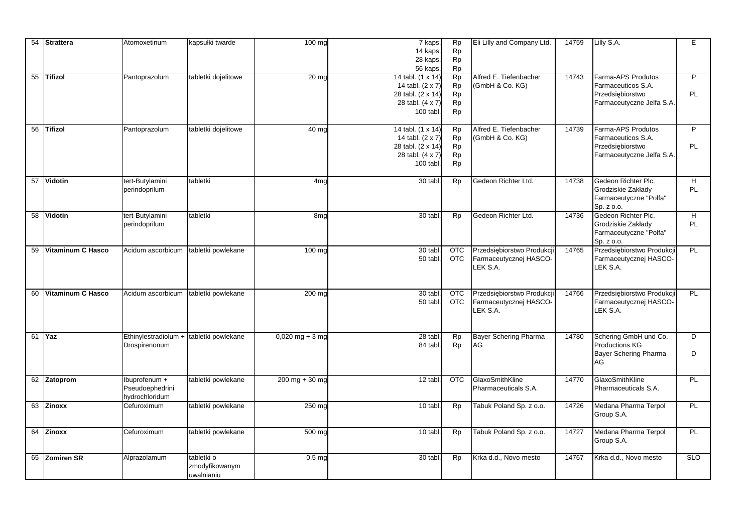| 54 | **Strattera** | Atomoxetinum | kapsułki twarde | 100 mg | 7 kaps.<br>14 kaps.<br>28 kaps.<br>56 kaps. | Rp<br>Rp<br>Rp<br>Rp | Eli Lilly and Company Ltd. | 14759 | Lilly S.A. | E |
|---|---|---|---|---|---|---|---|---|---|---|
| 55 | **Tifizol** | Pantoprazolum | tabletki dojelitowe | 20 mg | 14 tabl. (1 x 14)<br>14 tabl. (2 x 7)<br>28 tabl. (2 x 14)<br>28 tabl. (4 x 7)<br>100 tabl. | Rp<br>Rp<br>Rp<br>Rp<br>Rp | Alfred E. Tiefenbacher (GmbH & Co. KG) | 14743 | Farma-APS Produtos Farmaceuticos S.A.<br>Przedsiębiorstwo Farmaceutyczne Jelfa S.A. | P<br>PL |
| 56 | **Tifizol** | Pantoprazolum | tabletki dojelitowe | 40 mg | 14 tabl. (1 x 14)<br>14 tabl. (2 x 7)<br>28 tabl. (2 x 14)<br>28 tabl. (4 x 7)<br>100 tabl. | Rp<br>Rp<br>Rp<br>Rp<br>Rp | Alfred E. Tiefenbacher (GmbH & Co. KG) | 14739 | Farma-APS Produtos Farmaceuticos S.A.<br>Przedsiębiorstwo Farmaceutyczne Jelfa S.A. | P<br>PL |
| 57 | **Vidotin** | tert-Butylamini perindoprilum | tabletki | 4mg | 30 tabl. | Rp | Gedeon Richter Ltd. | 14738 | Gedeon Richter Plc.<br>Grodziskie Zakłady Farmaceutyczne "Polfa" Sp. z o.o. | H<br>PL |
| 58 | **Vidotin** | tert-Butylamini perindoprilum | tabletki | 8mg | 30 tabl. | Rp | Gedeon Richter Ltd. | 14736 | Gedeon Richter Plc.<br>Grodziskie Zakłady Farmaceutyczne "Polfa" Sp. z o.o. | H<br>PL |
| 59 | **Vitaminum C Hasco** | Acidum ascorbicum | tabletki powlekane | 100 mg | 30 tabl.<br>50 tabl. | OTC<br>OTC | Przedsiębiorstwo Produkcji Farmaceutycznej HASCO-LEK S.A. | 14765 | Przedsiębiorstwo Produkcji Farmaceutycznej HASCO-LEK S.A. | PL |
| 60 | **Vitaminum C Hasco** | Acidum ascorbicum | tabletki powlekane | 200 mg | 30 tabl.<br>50 tabl. | OTC<br>OTC | Przedsiębiorstwo Produkcji Farmaceutycznej HASCO-LEK S.A. | 14766 | Przedsiębiorstwo Produkcji Farmaceutycznej HASCO-LEK S.A. | PL |
| 61 | **Yaz** | Ethinylestradiolum + Drospirenonum | tabletki powlekane | 0,020 mg + 3 mg | 28 tabl.<br>84 tabl. | Rp<br>Rp | Bayer Schering Pharma AG | 14780 | Schering GmbH und Co. Productions KG<br>Bayer Schering Pharma AG | D<br>D |
| 62 | **Zatoprom** | Ibuprofenum + Pseudoephedrini hydrochloridum | tabletki powlekane | 200 mg + 30 mg | 12 tabl. | OTC | GlaxoSmithKline Pharmaceuticals S.A. | 14770 | GlaxoSmithKline Pharmaceuticals S.A. | PL |
| 63 | **Zinoxx** | Cefuroximum | tabletki powlekane | 250 mg | 10 tabl. | Rp | Tabuk Poland Sp. z o.o. | 14726 | Medana Pharma Terpol Group S.A. | PL |
| 64 | **Zinoxx** | Cefuroximum | tabletki powlekane | 500 mg | 10 tabl. | Rp | Tabuk Poland Sp. z o.o. | 14727 | Medana Pharma Terpol Group S.A. | PL |
| 65 | **Zomiren SR** | Alprazolamum | tabletki o zmodyfikowanym uwalnianiu | 0,5 mg | 30 tabl. | Rp | Krka d.d., Novo mesto | 14767 | Krka d.d., Novo mesto | SLO |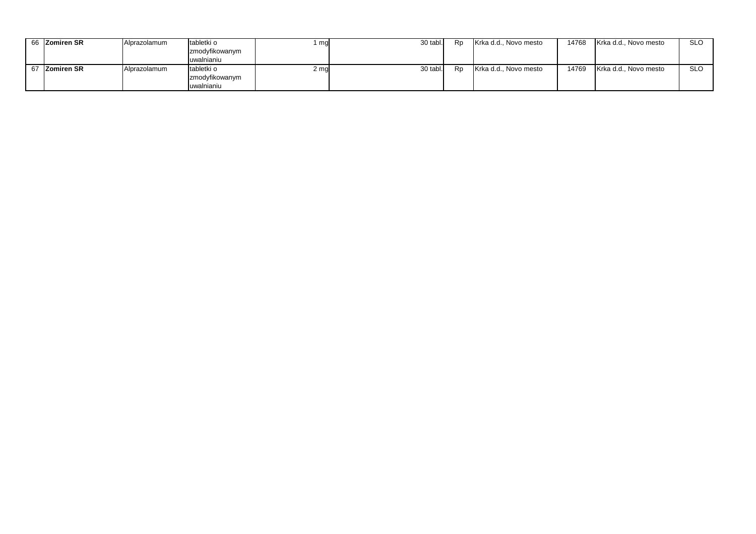| | | | | | | | | | | |
|---|---|---|---|---|---|---|---|---|---|---|
| 66 | **Zomiren SR** | Alprazolamum | tabletki o zmodyfikowanym uwalnianiu | 1 mg | 30 tabl. | Rp | Krka d.d., Novo mesto | 14768 | Krka d.d., Novo mesto | SLO |
| 67 | **Zomiren SR** | Alprazolamum | tabletki o zmodyfikowanym uwalnianiu | 2 mg | 30 tabl. | Rp | Krka d.d., Novo mesto | 14769 | Krka d.d., Novo mesto | SLO |